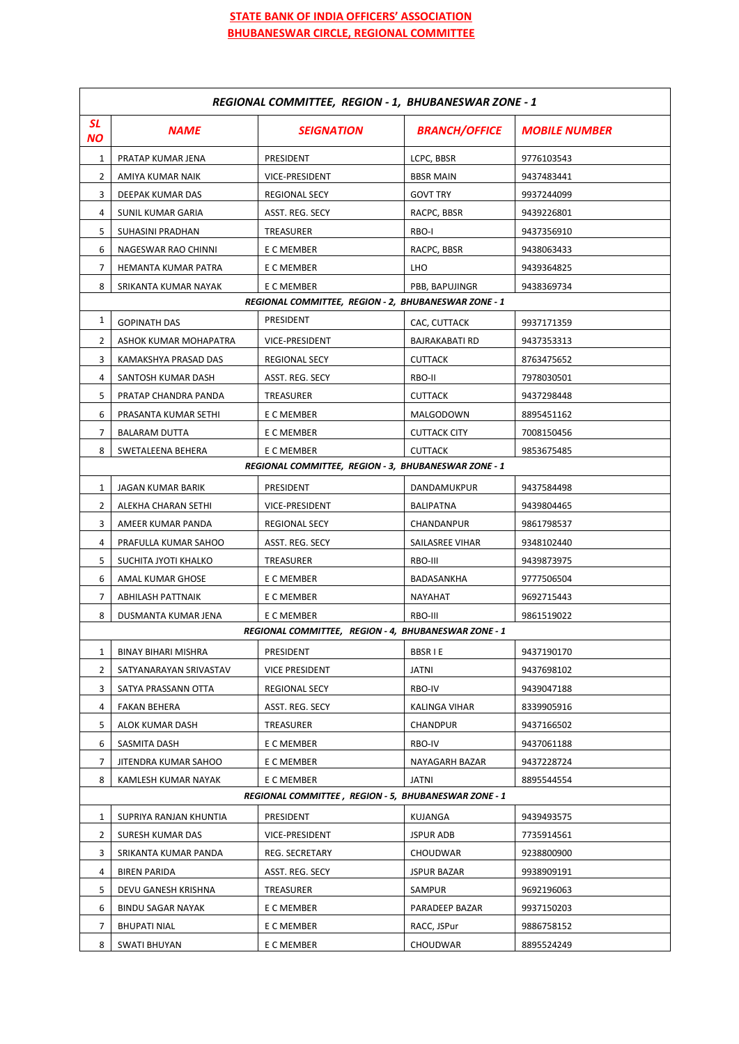# STATE BANK OF INDIA OFFICERS' ASSOCIATION
## BHUBANESWAR CIRCLE, REGIONAL COMMITTEE

| REGIONAL COMMITTEE, REGION - 1, BHUBANESWAR ZONE - 1 | | | | |
|---|---|---|---|---|
| **SL NO** | **NAME** | **SEIGNATION** | **BRANCH/OFFICE** | **MOBILE NUMBER** |
| 1 | PRATAP KUMAR JENA | PRESIDENT | LCPC, BBSR | 9776103543 |
| 2 | AMIYA KUMAR NAIK | VICE-PRESIDENT | BBSR MAIN | 9437483441 |
| 3 | DEEPAK KUMAR DAS | REGIONAL SECY | GOVT TRY | 9937244099 |
| 4 | SUNIL KUMAR GARIA | ASST. REG. SECY | RACPC, BBSR | 9439226801 |
| 5 | SUHASINI PRADHAN | TREASURER | RBO-I | 9437356910 |
| 6 | NAGESWAR RAO CHINNI | E C MEMBER | RACPC, BBSR | 9438063433 |
| 7 | HEMANTA KUMAR PATRA | E C MEMBER | LHO | 9439364825 |
| 8 | SRIKANTA KUMAR NAYAK | E C MEMBER | PBB, BAPUJINGR | 9438369734 |
| **REGIONAL COMMITTEE, REGION - 2, BHUBANESWAR ZONE - 1** | | | | |
| 1 | GOPINATH DAS | PRESIDENT | CAC, CUTTACK | 9937171359 |
| 2 | ASHOK KUMAR MOHAPATRA | VICE-PRESIDENT | BAJRAKABATI RD | 9437353313 |
| 3 | KAMAKSHYA PRASAD DAS | REGIONAL SECY | CUTTACK | 8763475652 |
| 4 | SANTOSH KUMAR DASH | ASST. REG. SECY | RBO-II | 7978030501 |
| 5 | PRATAP CHANDRA PANDA | TREASURER | CUTTACK | 9437298448 |
| 6 | PRASANTA KUMAR SETHI | E C MEMBER | MALGODOWN | 8895451162 |
| 7 | BALARAM DUTTA | E C MEMBER | CUTTACK CITY | 7008150456 |
| 8 | SWETALEENA BEHERA | E C MEMBER | CUTTACK | 9853675485 |
| **REGIONAL COMMITTEE, REGION - 3, BHUBANESWAR ZONE - 1** | | | | |
| 1 | JAGAN KUMAR BARIK | PRESIDENT | DANDAMUKPUR | 9437584498 |
| 2 | ALEKHA CHARAN SETHI | VICE-PRESIDENT | BALIPATNA | 9439804465 |
| 3 | AMEER KUMAR PANDA | REGIONAL SECY | CHANDANPUR | 9861798537 |
| 4 | PRAFULLA KUMAR SAHOO | ASST. REG. SECY | SAILASREE VIHAR | 9348102440 |
| 5 | SUCHITA JYOTI KHALKO | TREASURER | RBO-III | 9439873975 |
| 6 | AMAL KUMAR GHOSE | E C MEMBER | BADASANKHA | 9777506504 |
| 7 | ABHILASH PATTNAIK | E C MEMBER | NAYAHAT | 9692715443 |
| 8 | DUSMANTA KUMAR JENA | E C MEMBER | RBO-III | 9861519022 |
| **REGIONAL COMMITTEE, REGION - 4, BHUBANESWAR ZONE - 1** | | | | |
| 1 | BINAY BIHARI MISHRA | PRESIDENT | BBSR I E | 9437190170 |
| 2 | SATYANARAYAN SRIVASTAV | VICE PRESIDENT | JATNI | 9437698102 |
| 3 | SATYA PRASSANN OTTA | REGIONAL SECY | RBO-IV | 9439047188 |
| 4 | FAKAN BEHERA | ASST. REG. SECY | KALINGA VIHAR | 8339905916 |
| 5 | ALOK KUMAR DASH | TREASURER | CHANDPUR | 9437166502 |
| 6 | SASMITA DASH | E C MEMBER | RBO-IV | 9437061188 |
| 7 | JITENDRA KUMAR SAHOO | E C MEMBER | NAYAGARH BAZAR | 9437228724 |
| 8 | KAMLESH KUMAR NAYAK | E C MEMBER | JATNI | 8895544554 |
| **REGIONAL COMMITTEE , REGION - 5, BHUBANESWAR ZONE - 1** | | | | |
| 1 | SUPRIYA RANJAN KHUNTIA | PRESIDENT | KUJANGA | 9439493575 |
| 2 | SURESH KUMAR DAS | VICE-PRESIDENT | JSPUR ADB | 7735914561 |
| 3 | SRIKANTA KUMAR PANDA | REG. SECRETARY | CHOUDWAR | 9238800900 |
| 4 | BIREN PARIDA | ASST. REG. SECY | JSPUR BAZAR | 9938909191 |
| 5 | DEVU GANESH KRISHNA | TREASURER | SAMPUR | 9692196063 |
| 6 | BINDU SAGAR NAYAK | E C MEMBER | PARADEEP BAZAR | 9937150203 |
| 7 | BHUPATI NIAL | E C MEMBER | RACC, JSPur | 9886758152 |
| 8 | SWATI BHUYAN | E C MEMBER | CHOUDWAR | 8895524249 |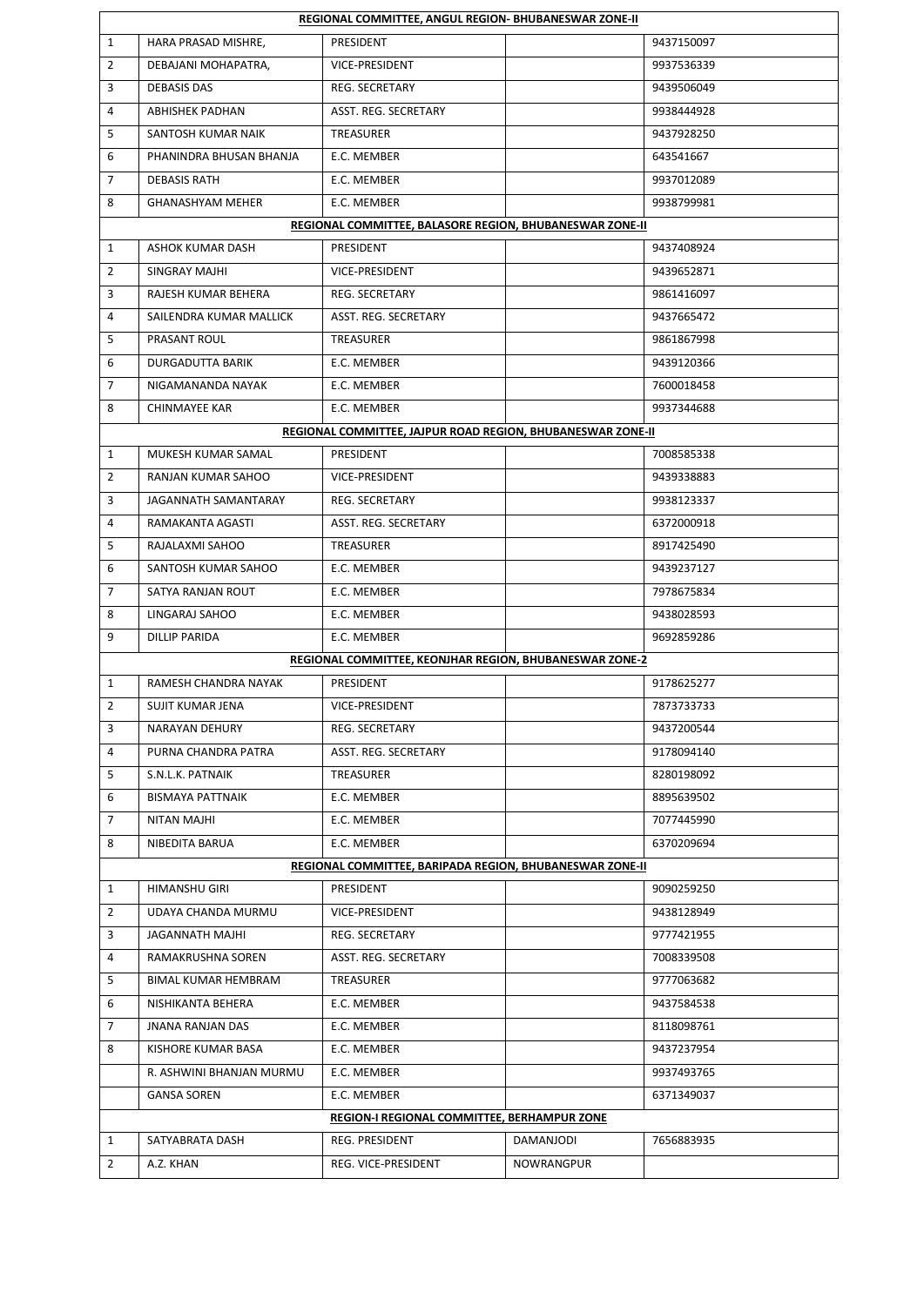| REGIONAL COMMITTEE, ANGUL REGION- BHUBANESWAR ZONE-II | | | | |
|---|---|---|---|---|
| 1 | HARA PRASAD MISHRE, | PRESIDENT | | 9437150097 |
| 2 | DEBAJANI MOHAPATRA, | VICE-PRESIDENT | | 9937536339 |
| 3 | DEBASIS DAS | REG. SECRETARY | | 9439506049 |
| 4 | ABHISHEK PADHAN | ASST. REG. SECRETARY | | 9938444928 |
| 5 | SANTOSH KUMAR NAIK | TREASURER | | 9437928250 |
| 6 | PHANINDRA BHUSAN BHANJA | E.C. MEMBER | | 643541667 |
| 7 | DEBASIS RATH | E.C. MEMBER | | 9937012089 |
| 8 | GHANASHYAM MEHER | E.C. MEMBER | | 9938799981 |
| **REGIONAL COMMITTEE, BALASORE REGION, BHUBANESWAR ZONE-II** | | | | |
| 1 | ASHOK KUMAR DASH | PRESIDENT | | 9437408924 |
| 2 | SINGRAY MAJHI | VICE-PRESIDENT | | 9439652871 |
| 3 | RAJESH KUMAR BEHERA | REG. SECRETARY | | 9861416097 |
| 4 | SAILENDRA KUMAR MALLICK | ASST. REG. SECRETARY | | 9437665472 |
| 5 | PRASANT ROUL | TREASURER | | 9861867998 |
| 6 | DURGADUTTA BARIK | E.C. MEMBER | | 9439120366 |
| 7 | NIGAMANANDA NAYAK | E.C. MEMBER | | 7600018458 |
| 8 | CHINMAYEE KAR | E.C. MEMBER | | 9937344688 |
| **REGIONAL COMMITTEE, JAJPUR ROAD REGION, BHUBANESWAR ZONE-II** | | | | |
| 1 | MUKESH KUMAR SAMAL | PRESIDENT | | 7008585338 |
| 2 | RANJAN KUMAR SAHOO | VICE-PRESIDENT | | 9439338883 |
| 3 | JAGANNATH SAMANTARAY | REG. SECRETARY | | 9938123337 |
| 4 | RAMAKANTA AGASTI | ASST. REG. SECRETARY | | 6372000918 |
| 5 | RAJALAXMI SAHOO | TREASURER | | 8917425490 |
| 6 | SANTOSH KUMAR SAHOO | E.C. MEMBER | | 9439237127 |
| 7 | SATYA RANJAN ROUT | E.C. MEMBER | | 7978675834 |
| 8 | LINGARAJ SAHOO | E.C. MEMBER | | 9438028593 |
| 9 | DILLIP PARIDA | E.C. MEMBER | | 9692859286 |
| **REGIONAL COMMITTEE, KEONJHAR REGION, BHUBANESWAR ZONE-2** | | | | |
| 1 | RAMESH CHANDRA NAYAK | PRESIDENT | | 9178625277 |
| 2 | SUJIT KUMAR JENA | VICE-PRESIDENT | | 7873733733 |
| 3 | NARAYAN DEHURY | REG. SECRETARY | | 9437200544 |
| 4 | PURNA CHANDRA PATRA | ASST. REG. SECRETARY | | 9178094140 |
| 5 | S.N.L.K. PATNAIK | TREASURER | | 8280198092 |
| 6 | BISMAYA PATTNAIK | E.C. MEMBER | | 8895639502 |
| 7 | NITAN MAJHI | E.C. MEMBER | | 7077445990 |
| 8 | NIBEDITA BARUA | E.C. MEMBER | | 6370209694 |
| **REGIONAL COMMITTEE, BARIPADA REGION, BHUBANESWAR ZONE-II** | | | | |
| 1 | HIMANSHU GIRI | PRESIDENT | | 9090259250 |
| 2 | UDAYA CHANDA MURMU | VICE-PRESIDENT | | 9438128949 |
| 3 | JAGANNATH MAJHI | REG. SECRETARY | | 9777421955 |
| 4 | RAMAKRUSHNA SOREN | ASST. REG. SECRETARY | | 7008339508 |
| 5 | BIMAL KUMAR HEMBRAM | TREASURER | | 9777063682 |
| 6 | NISHIKANTA BEHERA | E.C. MEMBER | | 9437584538 |
| 7 | JNANA RANJAN DAS | E.C. MEMBER | | 8118098761 |
| 8 | KISHORE KUMAR BASA | E.C. MEMBER | | 9437237954 |
| | R. ASHWINI BHANJAN MURMU | E.C. MEMBER | | 9937493765 |
| | GANSA SOREN | E.C. MEMBER | | 6371349037 |
| **REGION-I REGIONAL COMMITTEE, BERHAMPUR ZONE** | | | | |
| 1 | SATYABRATA DASH | REG. PRESIDENT | DAMANJODI | 7656883935 |
| 2 | A.Z. KHAN | REG. VICE-PRESIDENT | NOWRANGPUR | |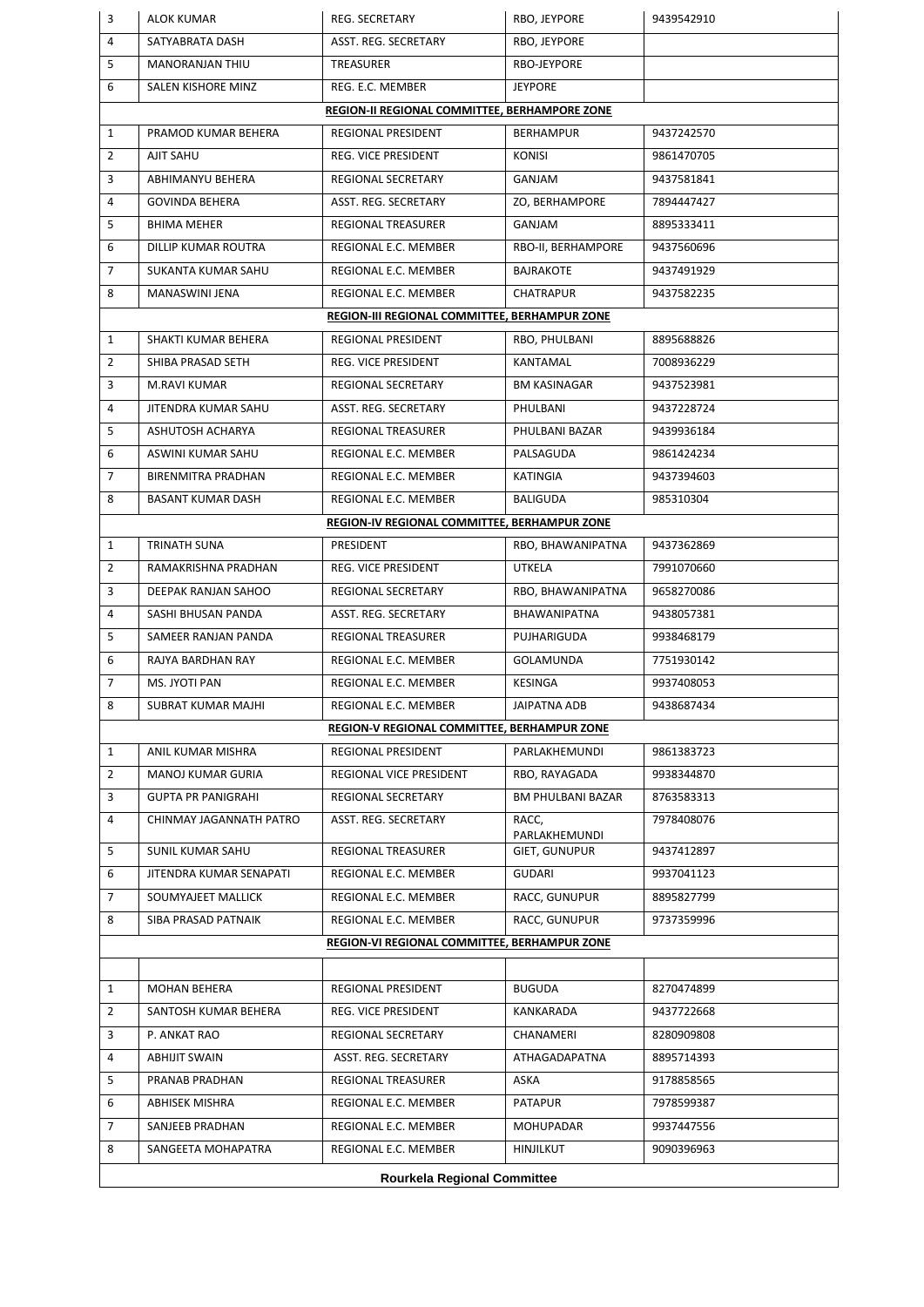| 3 | ALOK KUMAR | REG. SECRETARY | RBO, JEYPORE | 9439542910 |
|---|---|---|---|---|
| 4 | SATYABRATA DASH | ASST. REG. SECRETARY | RBO, JEYPORE | |
| 5 | MANORANJAN THIU | TREASURER | RBO-JEYPORE | |
| 6 | SALEN KISHORE MINZ | REG. E.C. MEMBER | JEYPORE | |
| | | **REGION-II REGIONAL COMMITTEE, BERHAMPORE ZONE** | | |
| 1 | PRAMOD KUMAR BEHERA | REGIONAL PRESIDENT | BERHAMPUR | 9437242570 |
| 2 | AJIT SAHU | REG. VICE PRESIDENT | KONISI | 9861470705 |
| 3 | ABHIMANYU BEHERA | REGIONAL SECRETARY | GANJAM | 9437581841 |
| 4 | GOVINDA BEHERA | ASST. REG. SECRETARY | ZO, BERHAMPORE | 7894447427 |
| 5 | BHIMA MEHER | REGIONAL TREASURER | GANJAM | 8895333411 |
| 6 | DILLIP KUMAR ROUTRA | REGIONAL E.C. MEMBER | RBO-II, BERHAMPORE | 9437560696 |
| 7 | SUKANTA KUMAR SAHU | REGIONAL E.C. MEMBER | BAJRAKOTE | 9437491929 |
| 8 | MANASWINI JENA | REGIONAL E.C. MEMBER | CHATRAPUR | 9437582235 |
| | | **REGION-III REGIONAL COMMITTEE, BERHAMPUR ZONE** | | |
| 1 | SHAKTI KUMAR BEHERA | REGIONAL PRESIDENT | RBO, PHULBANI | 8895688826 |
| 2 | SHIBA PRASAD SETH | REG. VICE PRESIDENT | KANTAMAL | 7008936229 |
| 3 | M.RAVI KUMAR | REGIONAL SECRETARY | BM KASINAGAR | 9437523981 |
| 4 | JITENDRA KUMAR SAHU | ASST. REG. SECRETARY | PHULBANI | 9437228724 |
| 5 | ASHUTOSH ACHARYA | REGIONAL TREASURER | PHULBANI BAZAR | 9439936184 |
| 6 | ASWINI KUMAR SAHU | REGIONAL E.C. MEMBER | PALSAGUDA | 9861424234 |
| 7 | BIRENMITRA PRADHAN | REGIONAL E.C. MEMBER | KATINGIA | 9437394603 |
| 8 | BASANT KUMAR DASH | REGIONAL E.C. MEMBER | BALIGUDA | 985310304 |
| | | **REGION-IV REGIONAL COMMITTEE, BERHAMPUR ZONE** | | |
| 1 | TRINATH SUNA | PRESIDENT | RBO, BHAWANIPATNA | 9437362869 |
| 2 | RAMAKRISHNA PRADHAN | REG. VICE PRESIDENT | UTKELA | 7991070660 |
| 3 | DEEPAK RANJAN SAHOO | REGIONAL SECRETARY | RBO, BHAWANIPATNA | 9658270086 |
| 4 | SASHI BHUSAN PANDA | ASST. REG. SECRETARY | BHAWANIPATNA | 9438057381 |
| 5 | SAMEER RANJAN PANDA | REGIONAL TREASURER | PUJHARIGUDA | 9938468179 |
| 6 | RAJYA BARDHAN RAY | REGIONAL E.C. MEMBER | GOLAMUNDA | 7751930142 |
| 7 | MS. JYOTI PAN | REGIONAL E.C. MEMBER | KESINGA | 9937408053 |
| 8 | SUBRAT KUMAR MAJHI | REGIONAL E.C. MEMBER | JAIPATNA ADB | 9438687434 |
| | | **REGION-V REGIONAL COMMITTEE, BERHAMPUR ZONE** | | |
| 1 | ANIL KUMAR MISHRA | REGIONAL PRESIDENT | PARLAKHEMUNDI | 9861383723 |
| 2 | MANOJ KUMAR GURIA | REGIONAL VICE PRESIDENT | RBO, RAYAGADA | 9938344870 |
| 3 | GUPTA PR PANIGRAHI | REGIONAL SECRETARY | BM PHULBANI BAZAR | 8763583313 |
| 4 | CHINMAY JAGANNATH PATRO | ASST. REG. SECRETARY | RACC, PARLAKHEMUNDI | 7978408076 |
| 5 | SUNIL KUMAR SAHU | REGIONAL TREASURER | GIET, GUNUPUR | 9437412897 |
| 6 | JITENDRA KUMAR SENAPATI | REGIONAL E.C. MEMBER | GUDARI | 9937041123 |
| 7 | SOUMYAJEET MALLICK | REGIONAL E.C. MEMBER | RACC, GUNUPUR | 8895827799 |
| 8 | SIBA PRASAD PATNAIK | REGIONAL E.C. MEMBER | RACC, GUNUPUR | 9737359996 |
| | | **REGION-VI REGIONAL COMMITTEE, BERHAMPUR ZONE** | | |
| | | | | |
| 1 | MOHAN BEHERA | REGIONAL PRESIDENT | BUGUDA | 8270474899 |
| 2 | SANTOSH KUMAR BEHERA | REG. VICE PRESIDENT | KANKARADA | 9437722668 |
| 3 | P. ANKAT RAO | REGIONAL SECRETARY | CHANAMERI | 8280909808 |
| 4 | ABHIJIT SWAIN | ASST. REG. SECRETARY | ATHAGADAPATNA | 8895714393 |
| 5 | PRANAB PRADHAN | REGIONAL TREASURER | ASKA | 9178858565 |
| 6 | ABHISEK MISHRA | REGIONAL E.C. MEMBER | PATAPUR | 7978599387 |
| 7 | SANJEEB PRADHAN | REGIONAL E.C. MEMBER | MOHUPADAR | 9937447556 |
| 8 | SANGEETA MOHAPATRA | REGIONAL E.C. MEMBER | HINJILKUT | 9090396963 |
| | | **Rourkela Regional Committee** | | |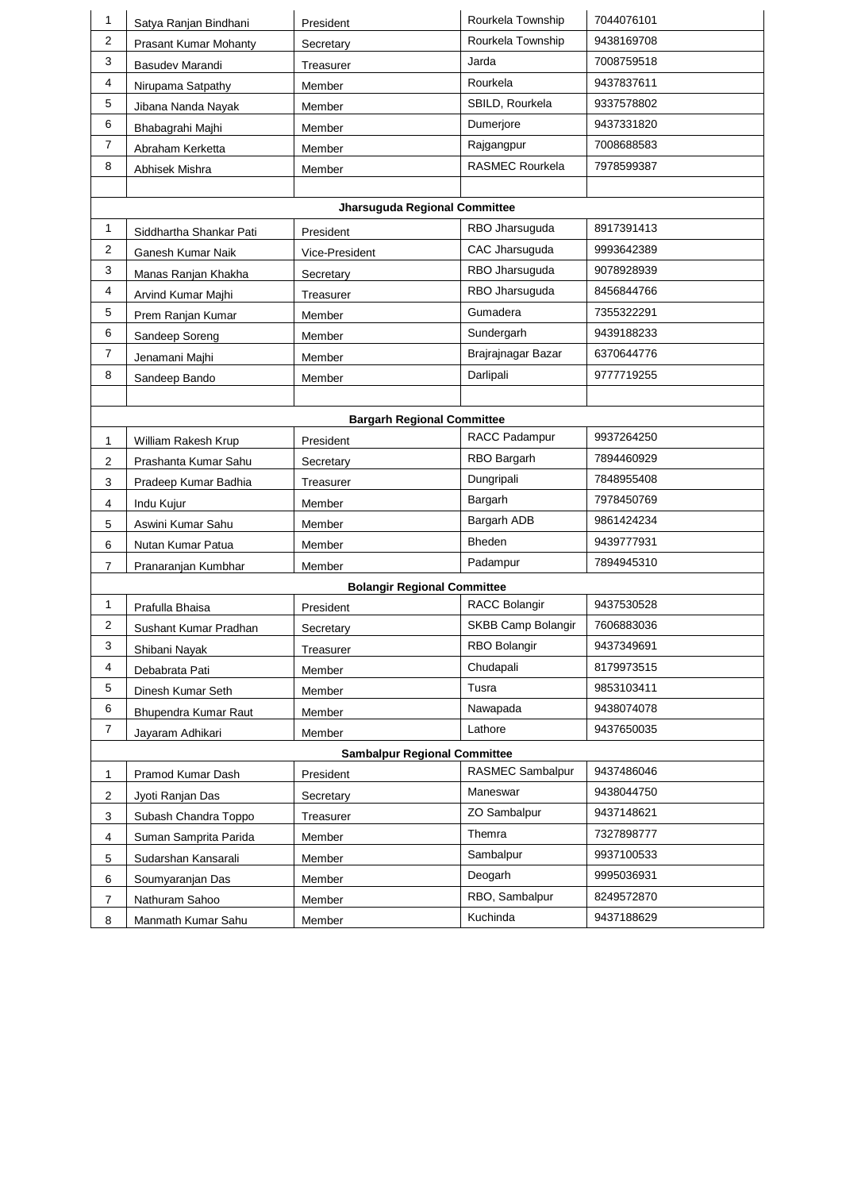| | | | | |
|---|---|---|---|---|
| 1 | Satya Ranjan Bindhani | President | Rourkela Township | 7044076101 |
| 2 | Prasant Kumar Mohanty | Secretary | Rourkela Township | 9438169708 |
| 3 | Basudev Marandi | Treasurer | Jarda | 7008759518 |
| 4 | Nirupama Satpathy | Member | Rourkela | 9437837611 |
| 5 | Jibana Nanda Nayak | Member | SBILD, Rourkela | 9337578802 |
| 6 | Bhabagrahi Majhi | Member | Dumerjore | 9437331820 |
| 7 | Abraham Kerketta | Member | Rajgangpur | 7008688583 |
| 8 | Abhisek Mishra | Member | RASMEC Rourkela | 7978599387 |
| | | | | |
| **Jharsuguda Regional Committee** | | | | |
| 1 | Siddhartha Shankar Pati | President | RBO Jharsuguda | 8917391413 |
| 2 | Ganesh Kumar Naik | Vice-President | CAC Jharsuguda | 9993642389 |
| 3 | Manas Ranjan Khakha | Secretary | RBO Jharsuguda | 9078928939 |
| 4 | Arvind Kumar Majhi | Treasurer | RBO Jharsuguda | 8456844766 |
| 5 | Prem Ranjan Kumar | Member | Gumadera | 7355322291 |
| 6 | Sandeep Soreng | Member | Sundergarh | 9439188233 |
| 7 | Jenamani Majhi | Member | Brajrajnagar Bazar | 6370644776 |
| 8 | Sandeep Bando | Member | Darlipali | 9777719255 |
| | | | | |
| **Bargarh Regional Committee** | | | | |
| 1 | William Rakesh Krup | President | RACC Padampur | 9937264250 |
| 2 | Prashanta Kumar Sahu | Secretary | RBO Bargarh | 7894460929 |
| 3 | Pradeep Kumar Badhia | Treasurer | Dungripali | 7848955408 |
| 4 | Indu Kujur | Member | Bargarh | 7978450769 |
| 5 | Aswini Kumar Sahu | Member | Bargarh ADB | 9861424234 |
| 6 | Nutan Kumar Patua | Member | Bheden | 9439777931 |
| 7 | Pranaranjan Kumbhar | Member | Padampur | 7894945310 |
| **Bolangir Regional Committee** | | | | |
| 1 | Prafulla Bhaisa | President | RACC Bolangir | 9437530528 |
| 2 | Sushant Kumar Pradhan | Secretary | SKBB Camp Bolangir | 7606883036 |
| 3 | Shibani Nayak | Treasurer | RBO Bolangir | 9437349691 |
| 4 | Debabrata Pati | Member | Chudapali | 8179973515 |
| 5 | Dinesh Kumar Seth | Member | Tusra | 9853103411 |
| 6 | Bhupendra Kumar Raut | Member | Nawapada | 9438074078 |
| 7 | Jayaram Adhikari | Member | Lathore | 9437650035 |
| **Sambalpur Regional Committee** | | | | |
| 1 | Pramod Kumar Dash | President | RASMEC Sambalpur | 9437486046 |
| 2 | Jyoti Ranjan Das | Secretary | Maneswar | 9438044750 |
| 3 | Subash Chandra Toppo | Treasurer | ZO Sambalpur | 9437148621 |
| 4 | Suman Samprita Parida | Member | Themra | 7327898777 |
| 5 | Sudarshan Kansarali | Member | Sambalpur | 9937100533 |
| 6 | Soumyaranjan Das | Member | Deogarh | 9995036931 |
| 7 | Nathuram Sahoo | Member | RBO, Sambalpur | 8249572870 |
| 8 | Manmath Kumar Sahu | Member | Kuchinda | 9437188629 |